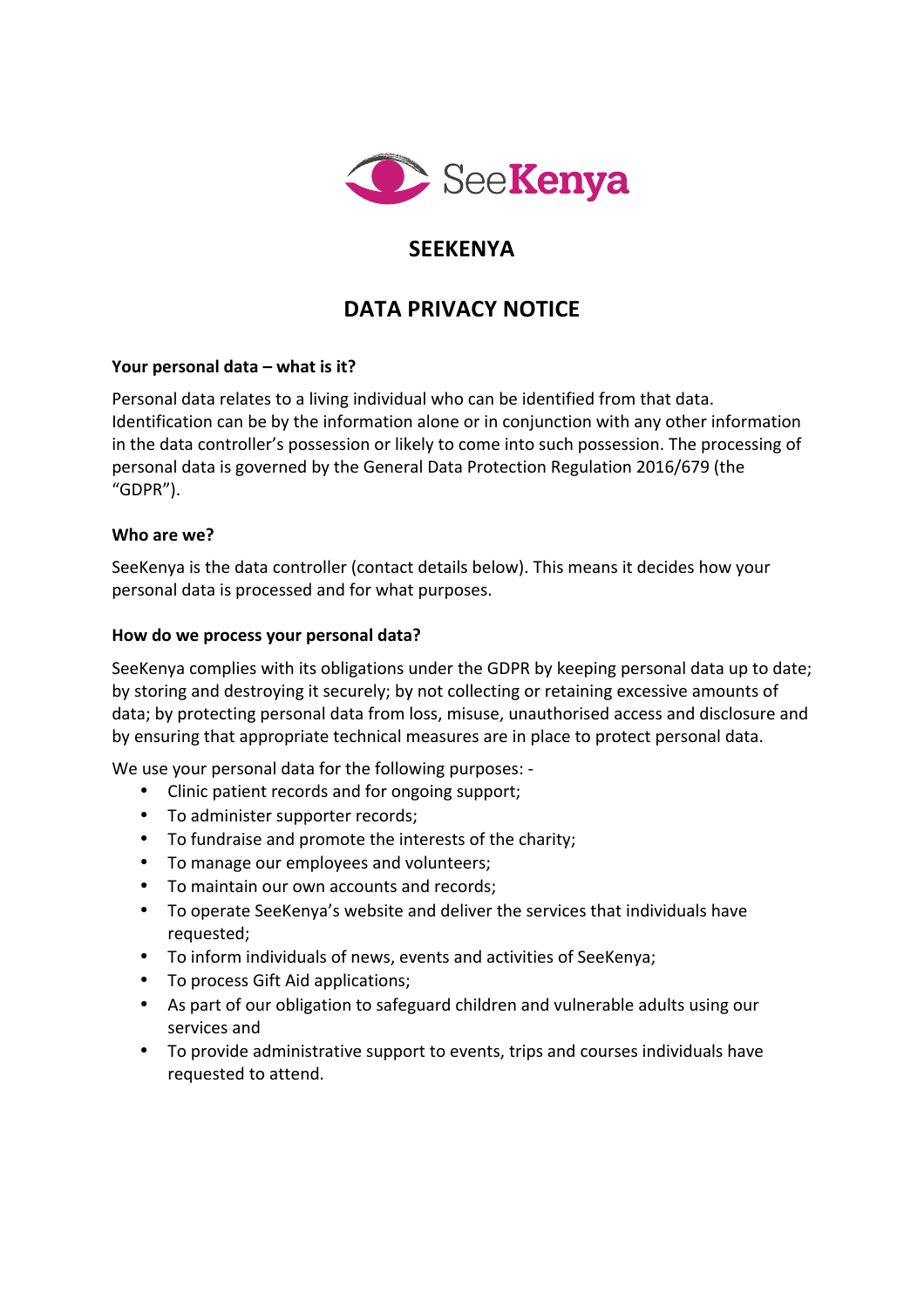# SEEKENYA

## DATA PRIVACY NOTICE

**Your personal data – what is it?**

Personal data relates to a living individual who can be identified from that data. Identification can be by the information alone or in conjunction with any other information in the data controller's possession or likely to come into such possession. The processing of personal data is governed by the General Data Protection Regulation 2016/679 (the "GDPR").

**Who are we?**

SeeKenya is the data controller (contact details below). This means it decides how your personal data is processed and for what purposes.

**How do we process your personal data?**

SeeKenya complies with its obligations under the GDPR by keeping personal data up to date; by storing and destroying it securely; by not collecting or retaining excessive amounts of data; by protecting personal data from loss, misuse, unauthorised access and disclosure and by ensuring that appropriate technical measures are in place to protect personal data.

We use your personal data for the following purposes: -

- Clinic patient records and for ongoing support;
- To administer supporter records;
- To fundraise and promote the interests of the charity;
- To manage our employees and volunteers;
- To maintain our own accounts and records;
- To operate SeeKenya's website and deliver the services that individuals have requested;
- To inform individuals of news, events and activities of SeeKenya;
- To process Gift Aid applications;
- As part of our obligation to safeguard children and vulnerable adults using our services and
- To provide administrative support to events, trips and courses individuals have requested to attend.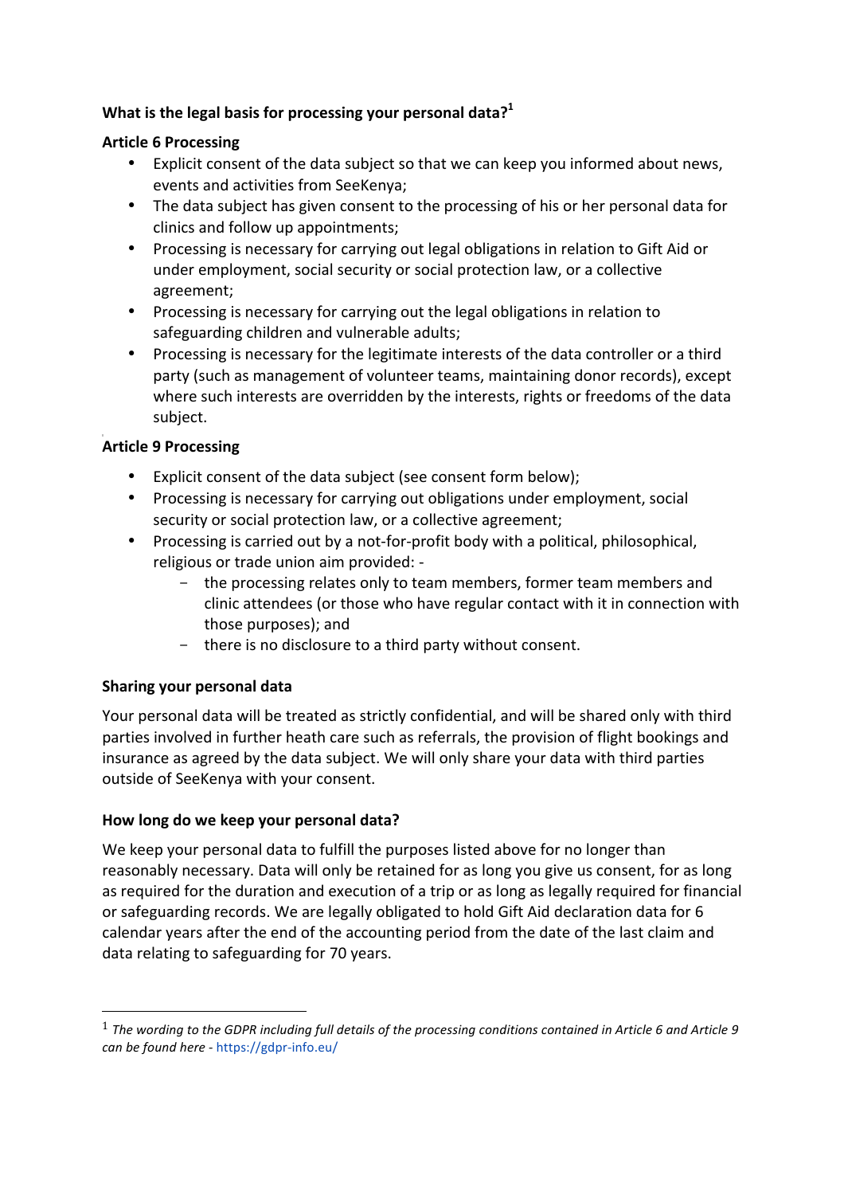**What is the legal basis for processing your personal data?**[1]

**Article 6 Processing**

- Explicit consent of the data subject so that we can keep you informed about news, events and activities from SeeKenya;
- The data subject has given consent to the processing of his or her personal data for clinics and follow up appointments;
- Processing is necessary for carrying out legal obligations in relation to Gift Aid or under employment, social security or social protection law, or a collective agreement;
- Processing is necessary for carrying out the legal obligations in relation to safeguarding children and vulnerable adults;
- Processing is necessary for the legitimate interests of the data controller or a third party (such as management of volunteer teams, maintaining donor records), except where such interests are overridden by the interests, rights or freedoms of the data subject.

**Article 9 Processing**

- Explicit consent of the data subject (see consent form below);
- Processing is necessary for carrying out obligations under employment, social security or social protection law, or a collective agreement;
- Processing is carried out by a not-for-profit body with a political, philosophical, religious or trade union aim provided: -
  - the processing relates only to team members, former team members and clinic attendees (or those who have regular contact with it in connection with those purposes); and
  - there is no disclosure to a third party without consent.

**Sharing your personal data**

Your personal data will be treated as strictly confidential, and will be shared only with third parties involved in further heath care such as referrals, the provision of flight bookings and insurance as agreed by the data subject. We will only share your data with third parties outside of SeeKenya with your consent.

**How long do we keep your personal data?**

We keep your personal data to fulfill the purposes listed above for no longer than reasonably necessary. Data will only be retained for as long you give us consent, for as long as required for the duration and execution of a trip or as long as legally required for financial or safeguarding records. We are legally obligated to hold Gift Aid declaration data for 6 calendar years after the end of the accounting period from the date of the last claim and data relating to safeguarding for 70 years.

---

[1] *The wording to the GDPR including full details of the processing conditions contained in Article 6 and Article 9 can be found here* - https://gdpr-info.eu/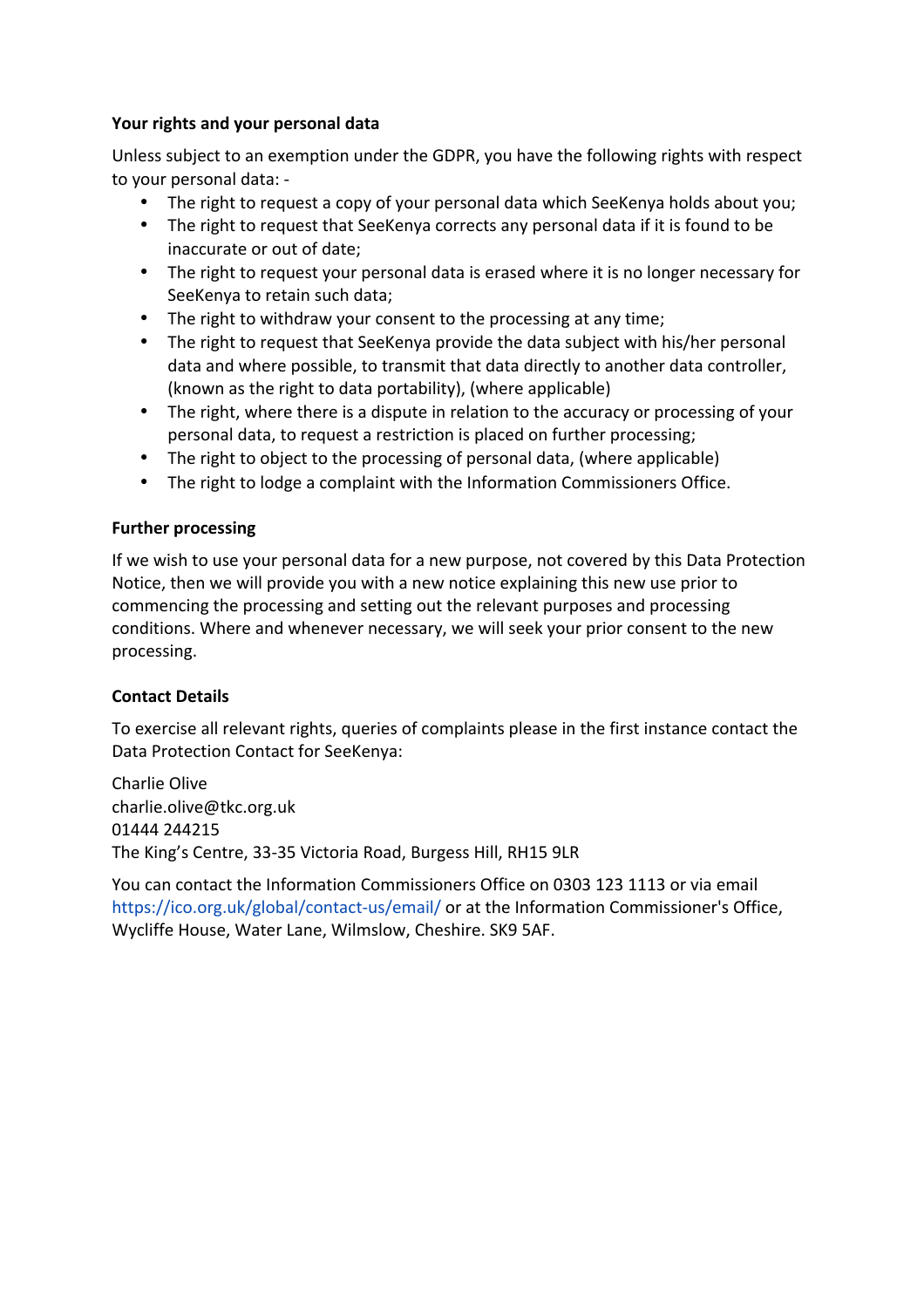**Your rights and your personal data**

Unless subject to an exemption under the GDPR, you have the following rights with respect to your personal data: -

- The right to request a copy of your personal data which SeeKenya holds about you;
- The right to request that SeeKenya corrects any personal data if it is found to be inaccurate or out of date;
- The right to request your personal data is erased where it is no longer necessary for SeeKenya to retain such data;
- The right to withdraw your consent to the processing at any time;
- The right to request that SeeKenya provide the data subject with his/her personal data and where possible, to transmit that data directly to another data controller, (known as the right to data portability), (where applicable)
- The right, where there is a dispute in relation to the accuracy or processing of your personal data, to request a restriction is placed on further processing;
- The right to object to the processing of personal data, (where applicable)
- The right to lodge a complaint with the Information Commissioners Office.

**Further processing**

If we wish to use your personal data for a new purpose, not covered by this Data Protection Notice, then we will provide you with a new notice explaining this new use prior to commencing the processing and setting out the relevant purposes and processing conditions. Where and whenever necessary, we will seek your prior consent to the new processing.

**Contact Details**

To exercise all relevant rights, queries of complaints please in the first instance contact the Data Protection Contact for SeeKenya:

Charlie Olive
charlie.olive@tkc.org.uk
01444 244215
The King's Centre, 33-35 Victoria Road, Burgess Hill, RH15 9LR

You can contact the Information Commissioners Office on 0303 123 1113 or via email https://ico.org.uk/global/contact-us/email/ or at the Information Commissioner's Office, Wycliffe House, Water Lane, Wilmslow, Cheshire. SK9 5AF.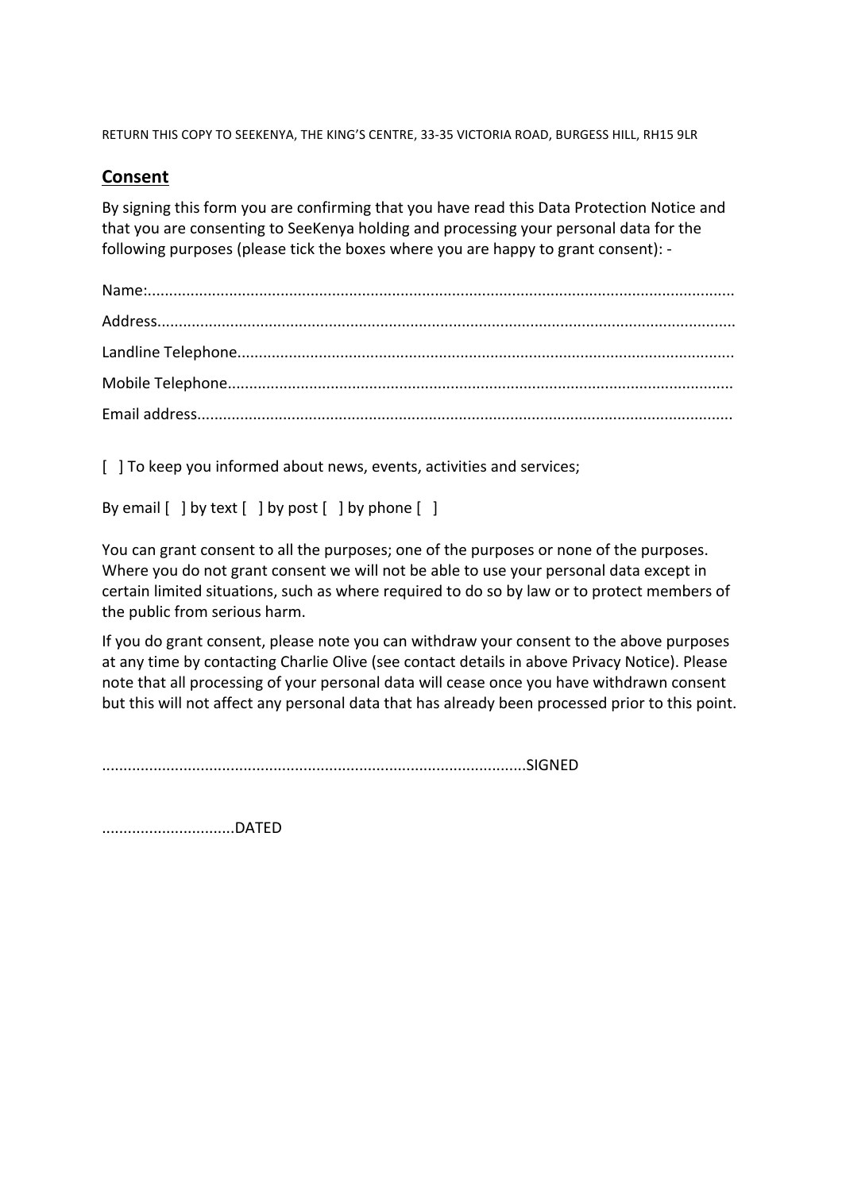RETURN THIS COPY TO SEEKENYA, THE KING'S CENTRE, 33-35 VICTORIA ROAD, BURGESS HILL, RH15 9LR

## Consent

By signing this form you are confirming that you have read this Data Protection Notice and that you are consenting to SeeKenya holding and processing your personal data for the following purposes (please tick the boxes where you are happy to grant consent): -

Name:.......................................................................................................................................

Address.....................................................................................................................................

Landline Telephone...................................................................................................................

Mobile Telephone.....................................................................................................................

Email address............................................................................................................................

[ ] To keep you informed about news, events, activities and services;

By email [ ] by text [ ] by post [ ] by phone [ ]

You can grant consent to all the purposes; one of the purposes or none of the purposes. Where you do not grant consent we will not be able to use your personal data except in certain limited situations, such as where required to do so by law or to protect members of the public from serious harm.

If you do grant consent, please note you can withdraw your consent to the above purposes at any time by contacting Charlie Olive (see contact details in above Privacy Notice). Please note that all processing of your personal data will cease once you have withdrawn consent but this will not affect any personal data that has already been processed prior to this point.

..................................................................................................SIGNED

..............................DATED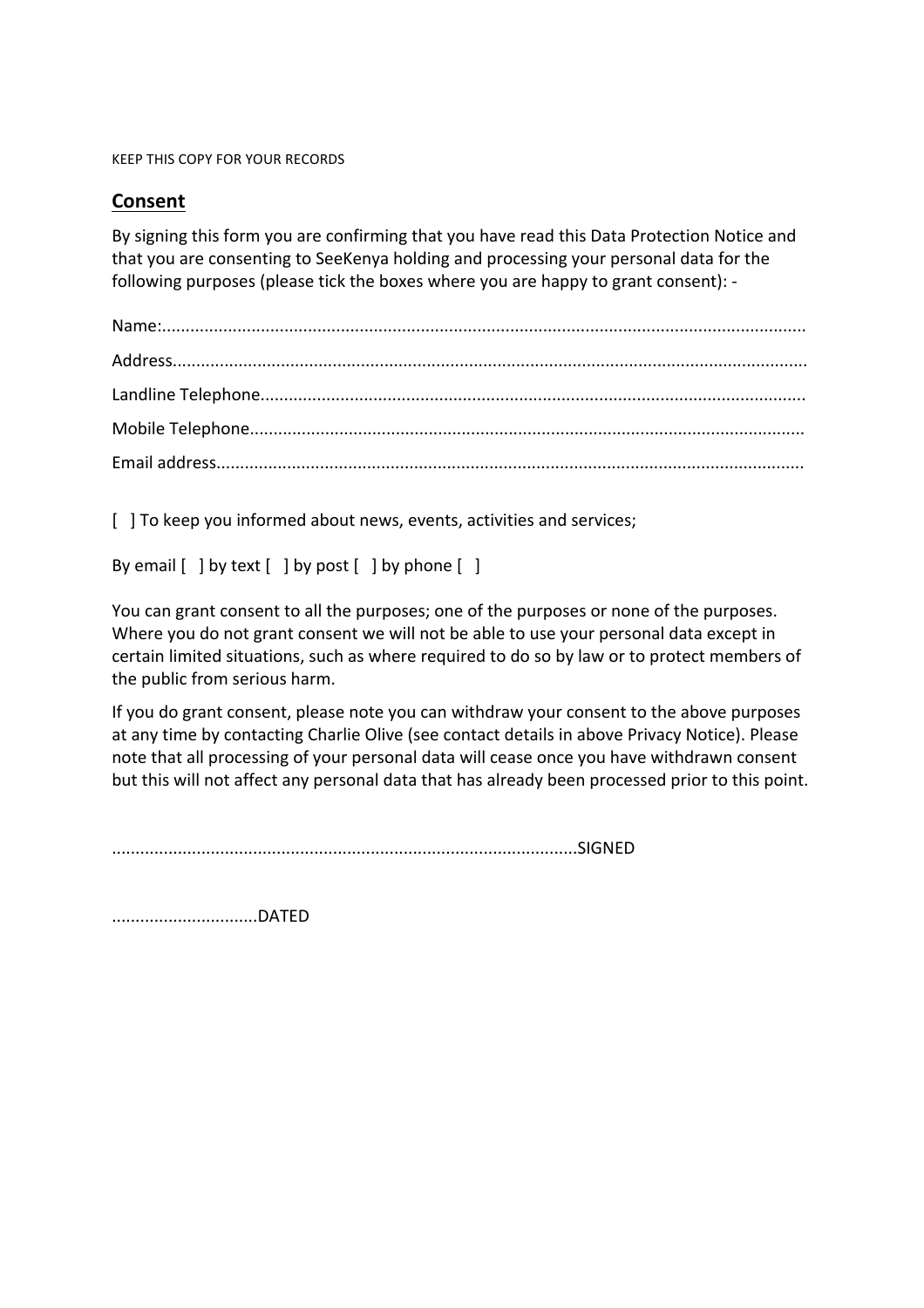KEEP THIS COPY FOR YOUR RECORDS

## Consent

By signing this form you are confirming that you have read this Data Protection Notice and that you are consenting to SeeKenya holding and processing your personal data for the following purposes (please tick the boxes where you are happy to grant consent): -

Name:.......................................................................................................................................

Address.....................................................................................................................................

Landline Telephone..................................................................................................................

Mobile Telephone....................................................................................................................

Email address...........................................................................................................................

[ ] To keep you informed about news, events, activities and services;

By email [ ] by text [ ] by post [ ] by phone [ ]

You can grant consent to all the purposes; one of the purposes or none of the purposes. Where you do not grant consent we will not be able to use your personal data except in certain limited situations, such as where required to do so by law or to protect members of the public from serious harm.

If you do grant consent, please note you can withdraw your consent to the above purposes at any time by contacting Charlie Olive (see contact details in above Privacy Notice). Please note that all processing of your personal data will cease once you have withdrawn consent but this will not affect any personal data that has already been processed prior to this point.

..................................................................................................SIGNED

...............................DATED